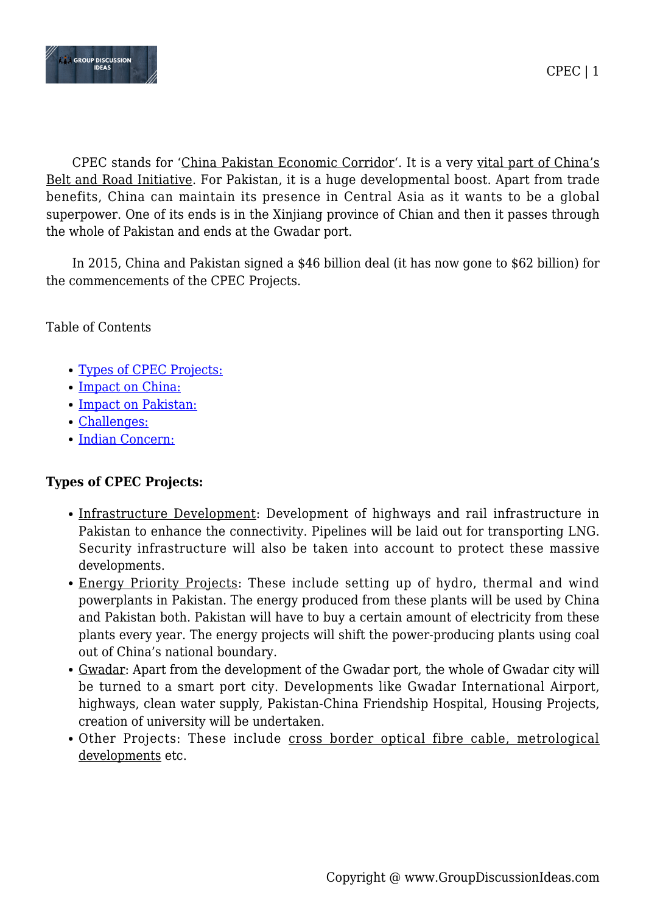CPEC stands for 'China Pakistan Economic Corridor'. It is a very vital part of China's Belt and Road Initiative. For Pakistan, it is a huge developmental boost. Apart from trade benefits, China can maintain its presence in Central Asia as it wants to be a global superpower. One of its ends is in the Xinjiang province of Chian and then it passes through the whole of Pakistan and ends at the Gwadar port.

In 2015, China and Pakistan signed a $46 billion deal (it has now gone to $62 billion) for the commencements of the CPEC Projects.

Table of Contents

- Types of CPEC Projects:
- Impact on China:
- Impact on Pakistan:
- Challenges:
- Indian Concern:

**Types of CPEC Projects:**

- Infrastructure Development: Development of highways and rail infrastructure in Pakistan to enhance the connectivity. Pipelines will be laid out for transporting LNG. Security infrastructure will also be taken into account to protect these massive developments.
- Energy Priority Projects: These include setting up of hydro, thermal and wind powerplants in Pakistan. The energy produced from these plants will be used by China and Pakistan both. Pakistan will have to buy a certain amount of electricity from these plants every year. The energy projects will shift the power-producing plants using coal out of China's national boundary.
- Gwadar: Apart from the development of the Gwadar port, the whole of Gwadar city will be turned to a smart port city. Developments like Gwadar International Airport, highways, clean water supply, Pakistan-China Friendship Hospital, Housing Projects, creation of university will be undertaken.
- Other Projects: These include cross border optical fibre cable, metrological developments etc.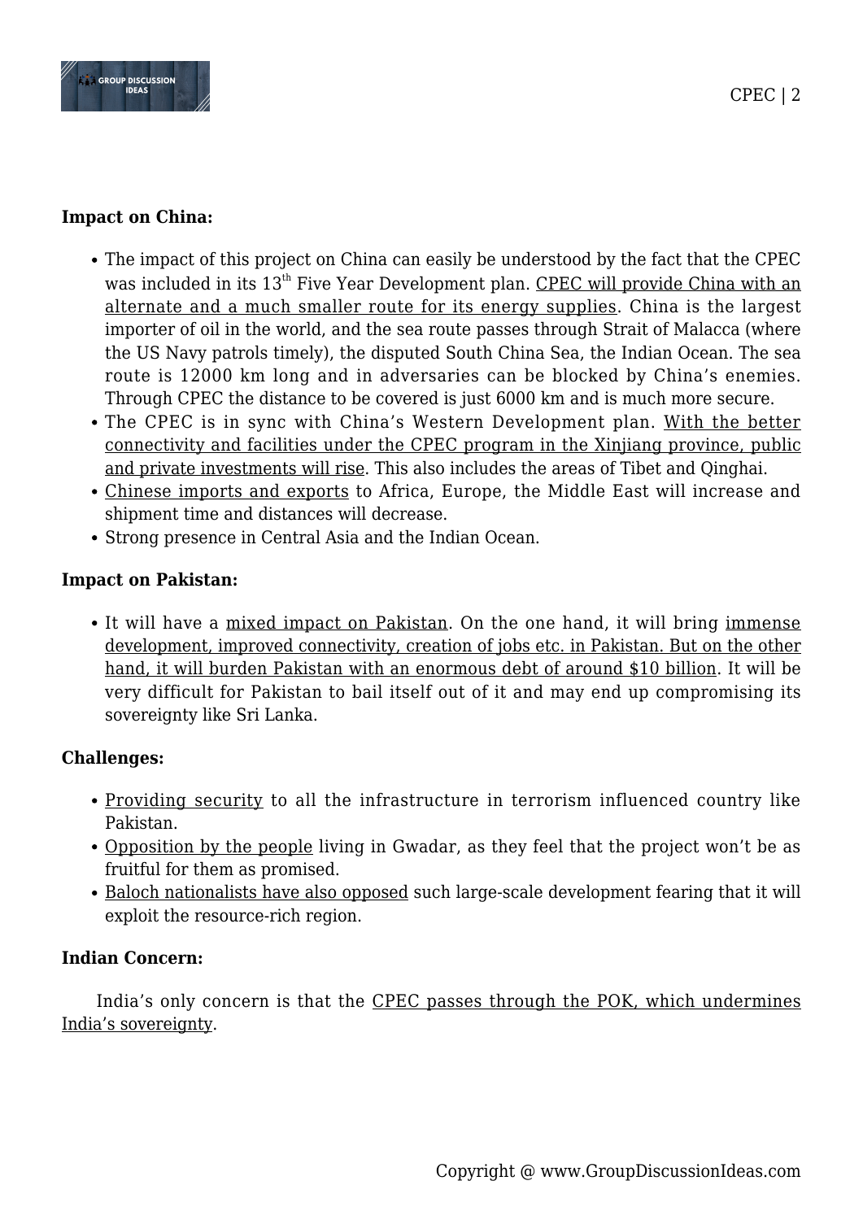**Impact on China:**

- The impact of this project on China can easily be understood by the fact that the CPEC was included in its 13th Five Year Development plan. CPEC will provide China with an alternate and a much smaller route for its energy supplies. China is the largest importer of oil in the world, and the sea route passes through Strait of Malacca (where the US Navy patrols timely), the disputed South China Sea, the Indian Ocean. The sea route is 12000 km long and in adversaries can be blocked by China's enemies. Through CPEC the distance to be covered is just 6000 km and is much more secure.
- The CPEC is in sync with China's Western Development plan. With the better connectivity and facilities under the CPEC program in the Xinjiang province, public and private investments will rise. This also includes the areas of Tibet and Qinghai.
- Chinese imports and exports to Africa, Europe, the Middle East will increase and shipment time and distances will decrease.
- Strong presence in Central Asia and the Indian Ocean.

**Impact on Pakistan:**

- It will have a mixed impact on Pakistan. On the one hand, it will bring immense development, improved connectivity, creation of jobs etc. in Pakistan. But on the other hand, it will burden Pakistan with an enormous debt of around $10 billion. It will be very difficult for Pakistan to bail itself out of it and may end up compromising its sovereignty like Sri Lanka.

**Challenges:**

- Providing security to all the infrastructure in terrorism influenced country like Pakistan.
- Opposition by the people living in Gwadar, as they feel that the project won't be as fruitful for them as promised.
- Baloch nationalists have also opposed such large-scale development fearing that it will exploit the resource-rich region.

**Indian Concern:**

India's only concern is that the CPEC passes through the POK, which undermines India's sovereignty.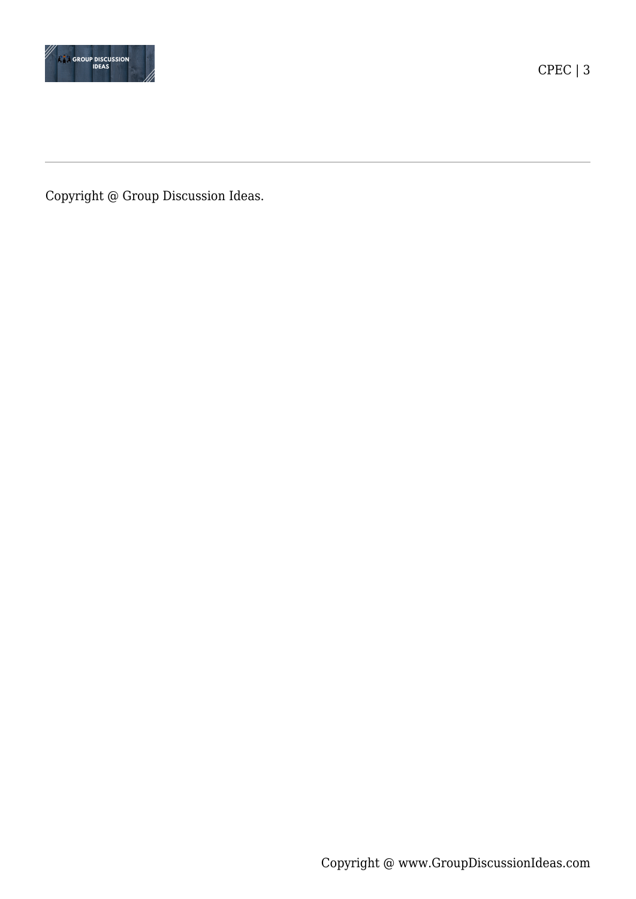---

Copyright @ Group Discussion Ideas.